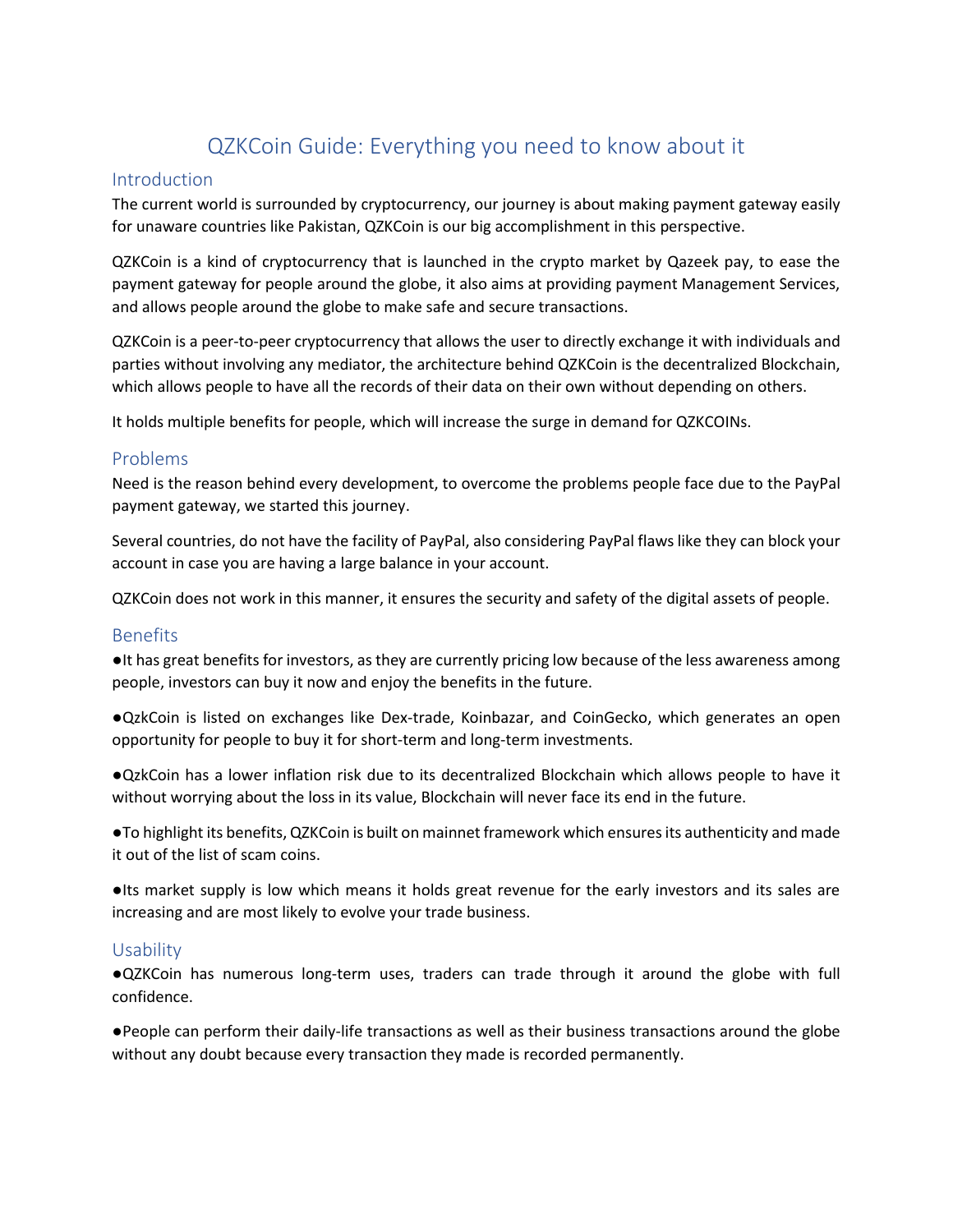# QZKCoin Guide: Everything you need to know about it

## Introduction

The current world is surrounded by cryptocurrency, our journey is about making payment gateway easily for unaware countries like Pakistan, QZKCoin is our big accomplishment in this perspective.

QZKCoin is a kind of cryptocurrency that is launched in the crypto market by Qazeek pay, to ease the payment gateway for people around the globe, it also aims at providing payment Management Services, and allows people around the globe to make safe and secure transactions.

QZKCoin is a peer-to-peer cryptocurrency that allows the user to directly exchange it with individuals and parties without involving any mediator, the architecture behind QZKCoin is the decentralized Blockchain, which allows people to have all the records of their data on their own without depending on others.

It holds multiple benefits for people, which will increase the surge in demand for QZKCOINs.

## Problems

Need is the reason behind every development, to overcome the problems people face due to the PayPal payment gateway, we started this journey.

Several countries, do not have the facility of PayPal, also considering PayPal flaws like they can block your account in case you are having a large balance in your account.

QZKCoin does not work in this manner, it ensures the security and safety of the digital assets of people.

## Benefits

- It has great benefits for investors, as they are currently pricing low because of the less awareness among people, investors can buy it now and enjoy the benefits in the future.
- QzkCoin is listed on exchanges like Dex-trade, Koinbazar, and CoinGecko, which generates an open opportunity for people to buy it for short-term and long-term investments.
- QzkCoin has a lower inflation risk due to its decentralized Blockchain which allows people to have it without worrying about the loss in its value, Blockchain will never face its end in the future.
- To highlight its benefits, QZKCoin is built on mainnet framework which ensures its authenticity and made it out of the list of scam coins.
- Its market supply is low which means it holds great revenue for the early investors and its sales are increasing and are most likely to evolve your trade business.

## Usability

- QZKCoin has numerous long-term uses, traders can trade through it around the globe with full confidence.
- People can perform their daily-life transactions as well as their business transactions around the globe without any doubt because every transaction they made is recorded permanently.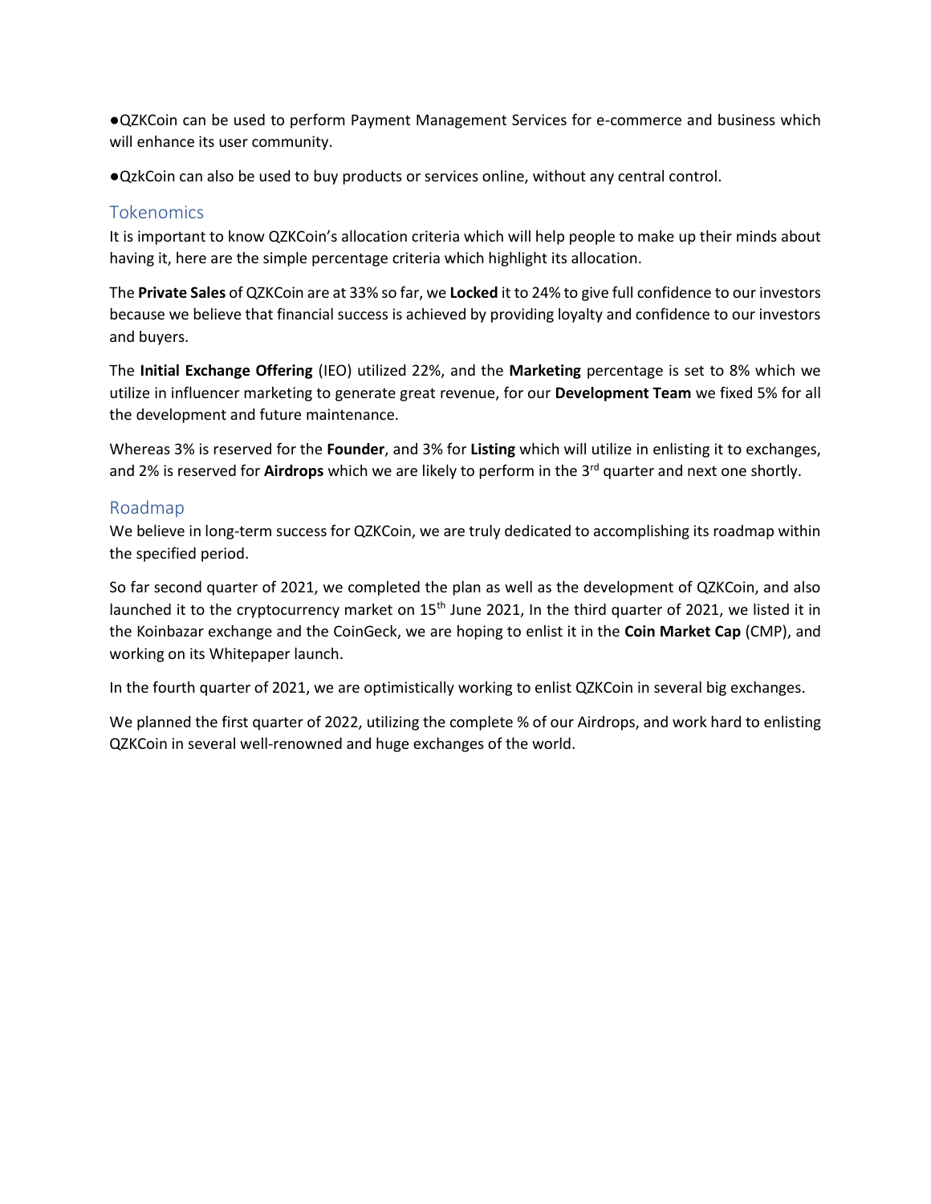●QZKCoin can be used to perform Payment Management Services for e-commerce and business which will enhance its user community.

●QzkCoin can also be used to buy products or services online, without any central control.

## Tokenomics

It is important to know QZKCoin's allocation criteria which will help people to make up their minds about having it, here are the simple percentage criteria which highlight its allocation.

The **Private Sales** of QZKCoin are at 33% so far, we **Locked** it to 24% to give full confidence to our investors because we believe that financial success is achieved by providing loyalty and confidence to our investors and buyers.

The **Initial Exchange Offering** (IEO) utilized 22%, and the **Marketing** percentage is set to 8% which we utilize in influencer marketing to generate great revenue, for our **Development Team** we fixed 5% for all the development and future maintenance.

Whereas 3% is reserved for the **Founder**, and 3% for **Listing** which will utilize in enlisting it to exchanges, and 2% is reserved for **Airdrops** which we are likely to perform in the 3rd quarter and next one shortly.

## Roadmap

We believe in long-term success for QZKCoin, we are truly dedicated to accomplishing its roadmap within the specified period.

So far second quarter of 2021, we completed the plan as well as the development of QZKCoin, and also launched it to the cryptocurrency market on 15th June 2021, In the third quarter of 2021, we listed it in the Koinbazar exchange and the CoinGeck, we are hoping to enlist it in the **Coin Market Cap** (CMP), and working on its Whitepaper launch.

In the fourth quarter of 2021, we are optimistically working to enlist QZKCoin in several big exchanges.

We planned the first quarter of 2022, utilizing the complete % of our Airdrops, and work hard to enlisting QZKCoin in several well-renowned and huge exchanges of the world.